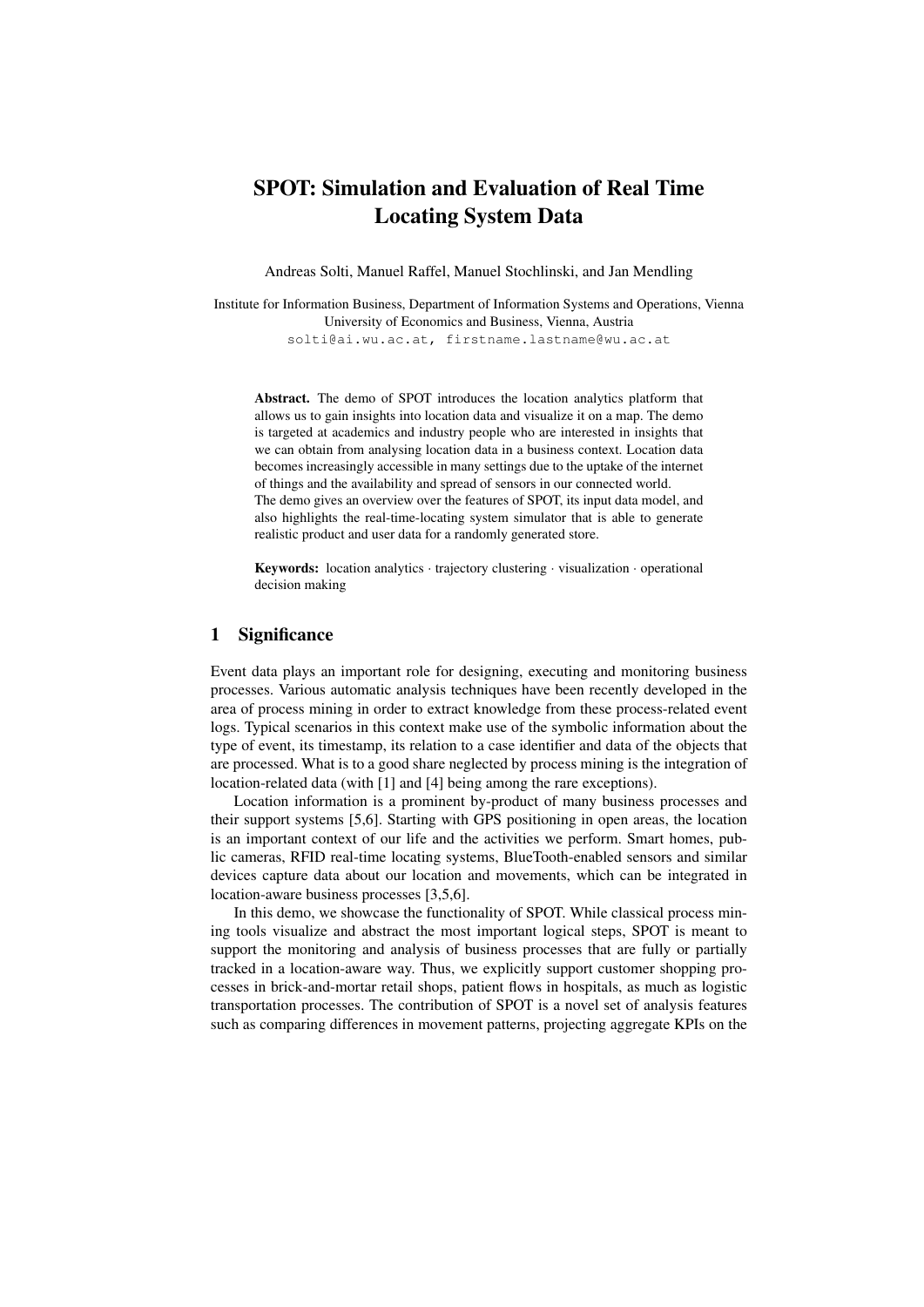# SPOT: Simulation and Evaluation of Real Time Locating System Data

Andreas Solti, Manuel Raffel, Manuel Stochlinski, and Jan Mendling

Institute for Information Business, Department of Information Systems and Operations, Vienna University of Economics and Business, Vienna, Austria
solti@ai.wu.ac.at, firstname.lastname@wu.ac.at

**Abstract.** The demo of SPOT introduces the location analytics platform that allows us to gain insights into location data and visualize it on a map. The demo is targeted at academics and industry people who are interested in insights that we can obtain from analysing location data in a business context. Location data becomes increasingly accessible in many settings due to the uptake of the internet of things and the availability and spread of sensors in our connected world.
The demo gives an overview over the features of SPOT, its input data model, and also highlights the real-time-locating system simulator that is able to generate realistic product and user data for a randomly generated store.

**Keywords:** location analytics · trajectory clustering · visualization · operational decision making

## 1 Significance

Event data plays an important role for designing, executing and monitoring business processes. Various automatic analysis techniques have been recently developed in the area of process mining in order to extract knowledge from these process-related event logs. Typical scenarios in this context make use of the symbolic information about the type of event, its timestamp, its relation to a case identifier and data of the objects that are processed. What is to a good share neglected by process mining is the integration of location-related data (with [1] and [4] being among the rare exceptions).

Location information is a prominent by-product of many business processes and their support systems [5,6]. Starting with GPS positioning in open areas, the location is an important context of our life and the activities we perform. Smart homes, public cameras, RFID real-time locating systems, BlueTooth-enabled sensors and similar devices capture data about our location and movements, which can be integrated in location-aware business processes [3,5,6].

In this demo, we showcase the functionality of SPOT. While classical process mining tools visualize and abstract the most important logical steps, SPOT is meant to support the monitoring and analysis of business processes that are fully or partially tracked in a location-aware way. Thus, we explicitly support customer shopping processes in brick-and-mortar retail shops, patient flows in hospitals, as much as logistic transportation processes. The contribution of SPOT is a novel set of analysis features such as comparing differences in movement patterns, projecting aggregate KPIs on the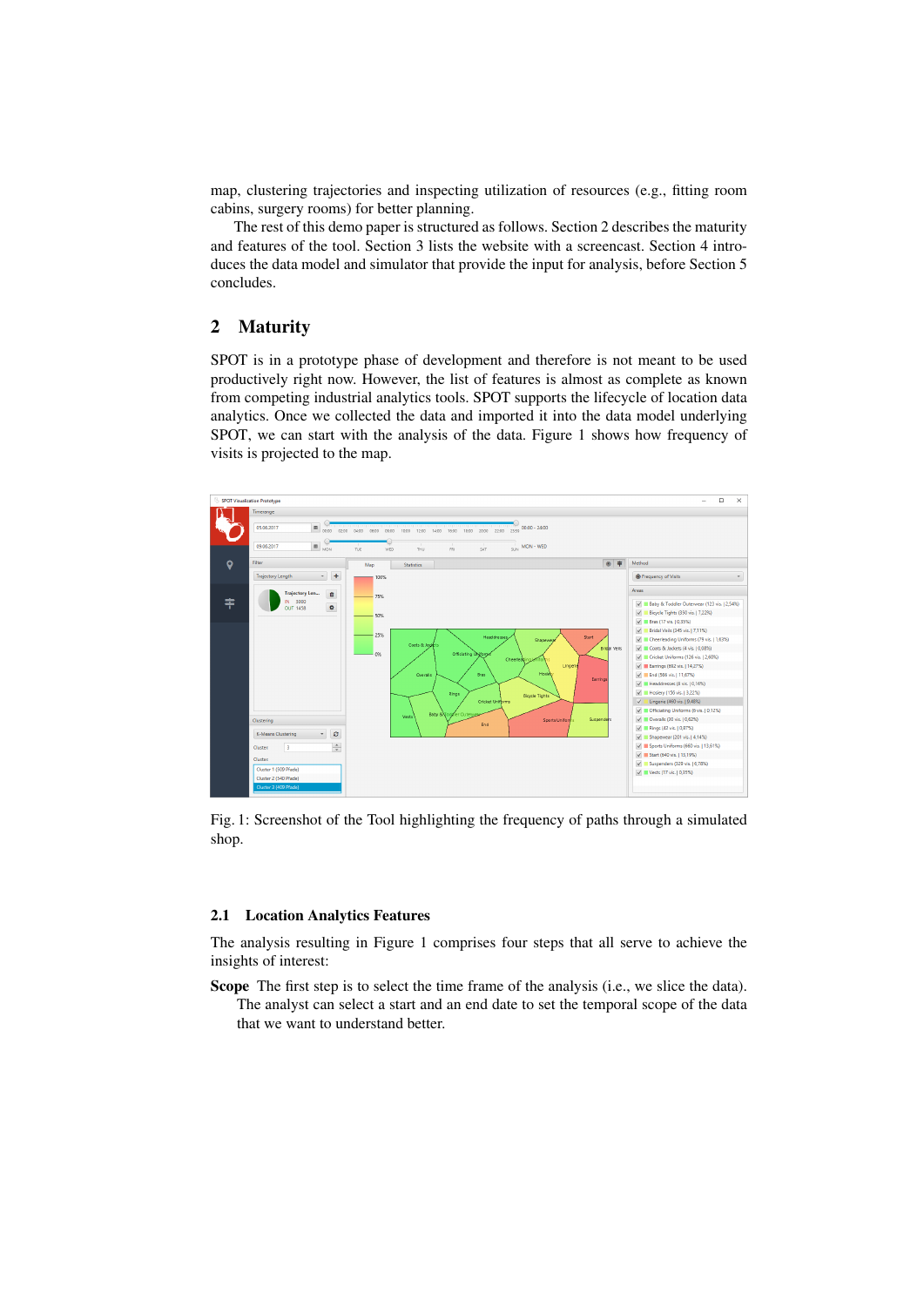map, clustering trajectories and inspecting utilization of resources (e.g., fitting room cabins, surgery rooms) for better planning.

The rest of this demo paper is structured as follows. Section 2 describes the maturity and features of the tool. Section 3 lists the website with a screencast. Section 4 introduces the data model and simulator that provide the input for analysis, before Section 5 concludes.

## 2 Maturity

SPOT is in a prototype phase of development and therefore is not meant to be used productively right now. However, the list of features is almost as complete as known from competing industrial analytics tools. SPOT supports the lifecycle of location data analytics. Once we collected the data and imported it into the data model underlying SPOT, we can start with the analysis of the data. Figure 1 shows how frequency of visits is projected to the map.

Fig. 1: Screenshot of the Tool highlighting the frequency of paths through a simulated shop.

### 2.1 Location Analytics Features

The analysis resulting in Figure 1 comprises four steps that all serve to achieve the insights of interest:

**Scope** The first step is to select the time frame of the analysis (i.e., we slice the data). The analyst can select a start and an end date to set the temporal scope of the data that we want to understand better.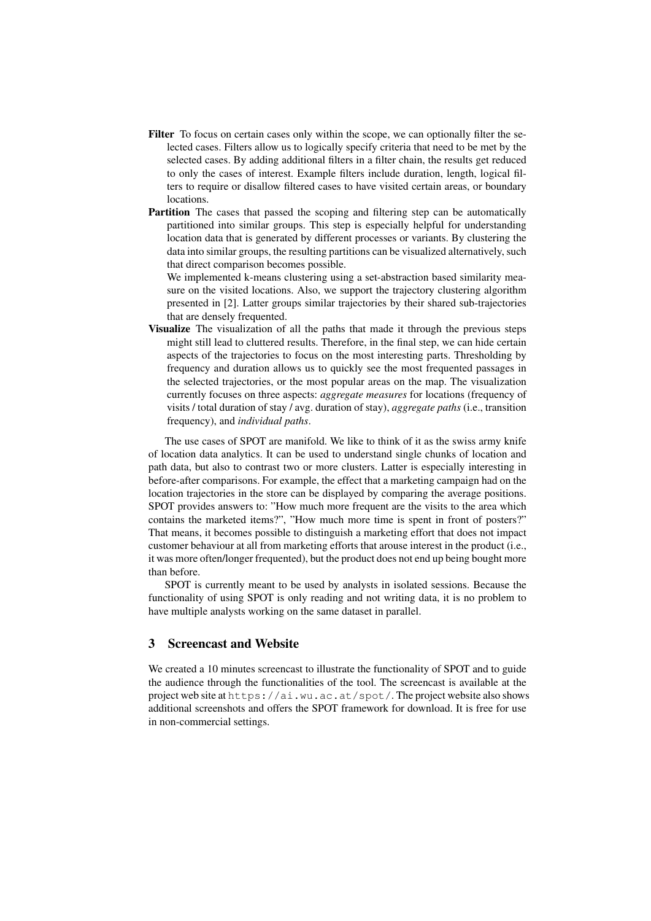**Filter** To focus on certain cases only within the scope, we can optionally filter the selected cases. Filters allow us to logically specify criteria that need to be met by the selected cases. By adding additional filters in a filter chain, the results get reduced to only the cases of interest. Example filters include duration, length, logical filters to require or disallow filtered cases to have visited certain areas, or boundary locations.

**Partition** The cases that passed the scoping and filtering step can be automatically partitioned into similar groups. This step is especially helpful for understanding location data that is generated by different processes or variants. By clustering the data into similar groups, the resulting partitions can be visualized alternatively, such that direct comparison becomes possible.

We implemented k-means clustering using a set-abstraction based similarity measure on the visited locations. Also, we support the trajectory clustering algorithm presented in [2]. Latter groups similar trajectories by their shared sub-trajectories that are densely frequented.

**Visualize** The visualization of all the paths that made it through the previous steps might still lead to cluttered results. Therefore, in the final step, we can hide certain aspects of the trajectories to focus on the most interesting parts. Thresholding by frequency and duration allows us to quickly see the most frequented passages in the selected trajectories, or the most popular areas on the map. The visualization currently focuses on three aspects: *aggregate measures* for locations (frequency of visits / total duration of stay / avg. duration of stay), *aggregate paths* (i.e., transition frequency), and *individual paths*.

The use cases of SPOT are manifold. We like to think of it as the swiss army knife of location data analytics. It can be used to understand single chunks of location and path data, but also to contrast two or more clusters. Latter is especially interesting in before-after comparisons. For example, the effect that a marketing campaign had on the location trajectories in the store can be displayed by comparing the average positions. SPOT provides answers to: "How much more frequent are the visits to the area which contains the marketed items?", "How much more time is spent in front of posters?" That means, it becomes possible to distinguish a marketing effort that does not impact customer behaviour at all from marketing efforts that arouse interest in the product (i.e., it was more often/longer frequented), but the product does not end up being bought more than before.

SPOT is currently meant to be used by analysts in isolated sessions. Because the functionality of using SPOT is only reading and not writing data, it is no problem to have multiple analysts working on the same dataset in parallel.

## 3 Screencast and Website

We created a 10 minutes screencast to illustrate the functionality of SPOT and to guide the audience through the functionalities of the tool. The screencast is available at the project web site at `https://ai.wu.ac.at/spot/`. The project website also shows additional screenshots and offers the SPOT framework for download. It is free for use in non-commercial settings.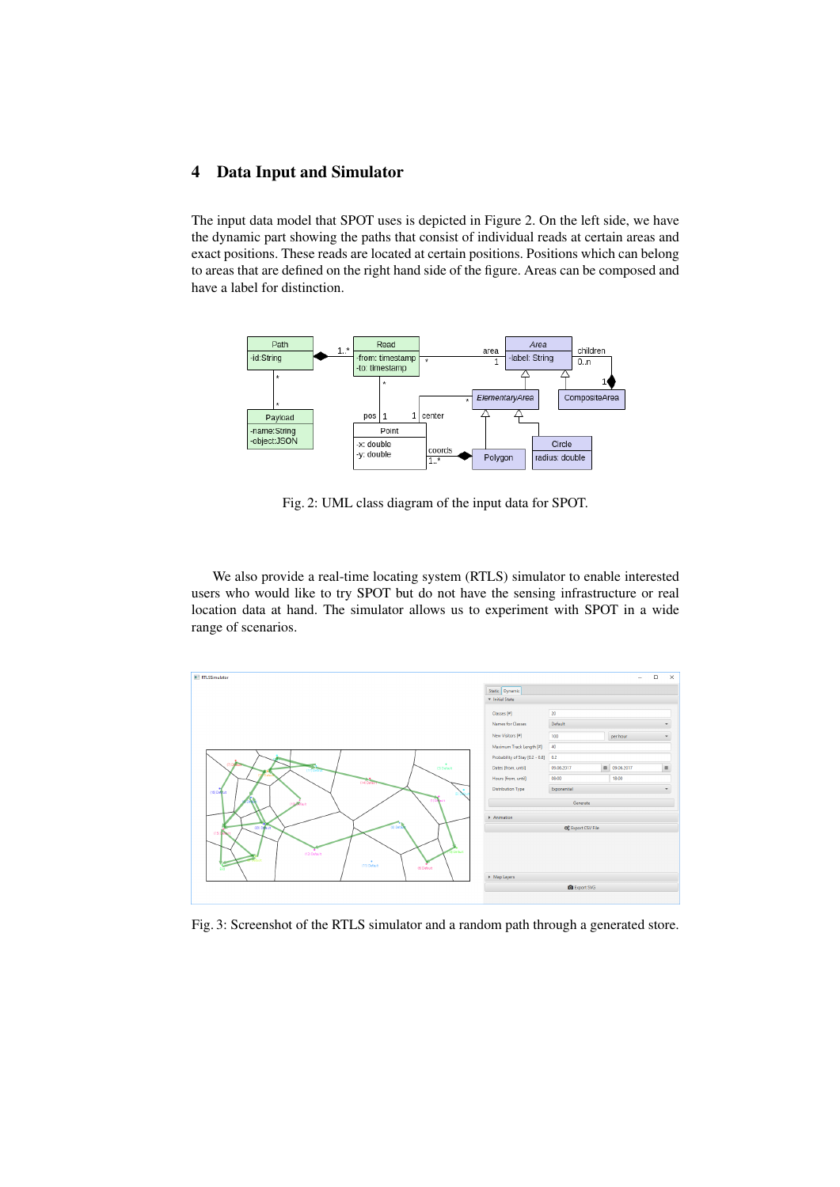## 4 Data Input and Simulator

The input data model that SPOT uses is depicted in Figure 2. On the left side, we have the dynamic part showing the paths that consist of individual reads at certain areas and exact positions. These reads are located at certain positions. Positions which can belong to areas that are defined on the right hand side of the figure. Areas can be composed and have a label for distinction.

Fig. 2: UML class diagram of the input data for SPOT.

We also provide a real-time locating system (RTLS) simulator to enable interested users who would like to try SPOT but do not have the sensing infrastructure or real location data at hand. The simulator allows us to experiment with SPOT in a wide range of scenarios.

Fig. 3: Screenshot of the RTLS simulator and a random path through a generated store.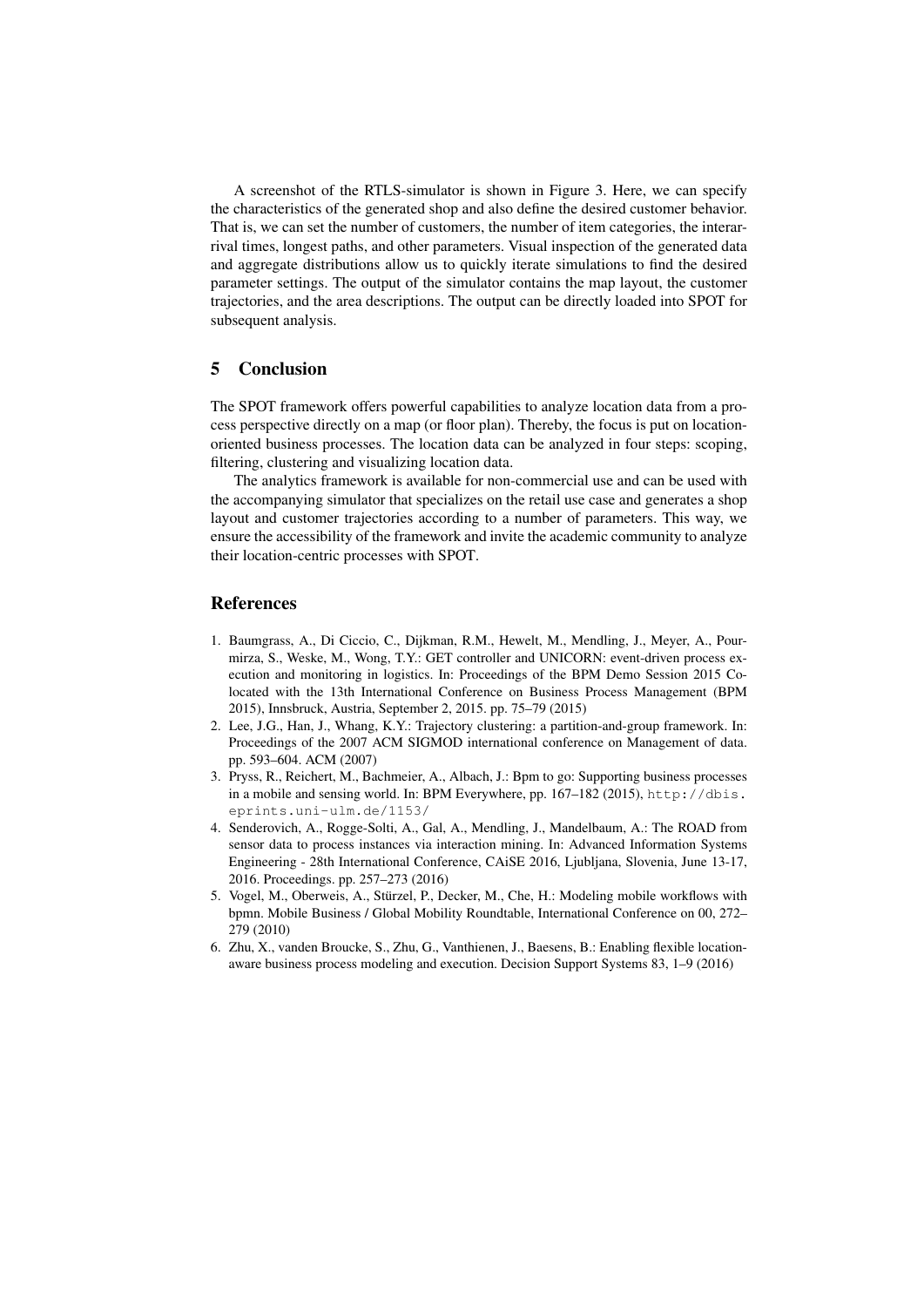A screenshot of the RTLS-simulator is shown in Figure 3. Here, we can specify the characteristics of the generated shop and also define the desired customer behavior. That is, we can set the number of customers, the number of item categories, the interarrival times, longest paths, and other parameters. Visual inspection of the generated data and aggregate distributions allow us to quickly iterate simulations to find the desired parameter settings. The output of the simulator contains the map layout, the customer trajectories, and the area descriptions. The output can be directly loaded into SPOT for subsequent analysis.

## 5 Conclusion

The SPOT framework offers powerful capabilities to analyze location data from a process perspective directly on a map (or floor plan). Thereby, the focus is put on location-oriented business processes. The location data can be analyzed in four steps: scoping, filtering, clustering and visualizing location data.

The analytics framework is available for non-commercial use and can be used with the accompanying simulator that specializes on the retail use case and generates a shop layout and customer trajectories according to a number of parameters. This way, we ensure the accessibility of the framework and invite the academic community to analyze their location-centric processes with SPOT.

## References

1. Baumgrass, A., Di Ciccio, C., Dijkman, R.M., Hewelt, M., Mendling, J., Meyer, A., Pourmirza, S., Weske, M., Wong, T.Y.: GET controller and UNICORN: event-driven process execution and monitoring in logistics. In: Proceedings of the BPM Demo Session 2015 Co-located with the 13th International Conference on Business Process Management (BPM 2015), Innsbruck, Austria, September 2, 2015. pp. 75–79 (2015)
2. Lee, J.G., Han, J., Whang, K.Y.: Trajectory clustering: a partition-and-group framework. In: Proceedings of the 2007 ACM SIGMOD international conference on Management of data. pp. 593–604. ACM (2007)
3. Pryss, R., Reichert, M., Bachmeier, A., Albach, J.: Bpm to go: Supporting business processes in a mobile and sensing world. In: BPM Everywhere, pp. 167–182 (2015), http://dbis.eprints.uni-ulm.de/1153/
4. Senderovich, A., Rogge-Solti, A., Gal, A., Mendling, J., Mandelbaum, A.: The ROAD from sensor data to process instances via interaction mining. In: Advanced Information Systems Engineering - 28th International Conference, CAiSE 2016, Ljubljana, Slovenia, June 13-17, 2016. Proceedings. pp. 257–273 (2016)
5. Vogel, M., Oberweis, A., Stürzel, P., Decker, M., Che, H.: Modeling mobile workflows with bpmn. Mobile Business / Global Mobility Roundtable, International Conference on 00, 272–279 (2010)
6. Zhu, X., vanden Broucke, S., Zhu, G., Vanthienen, J., Baesens, B.: Enabling flexible location-aware business process modeling and execution. Decision Support Systems 83, 1–9 (2016)